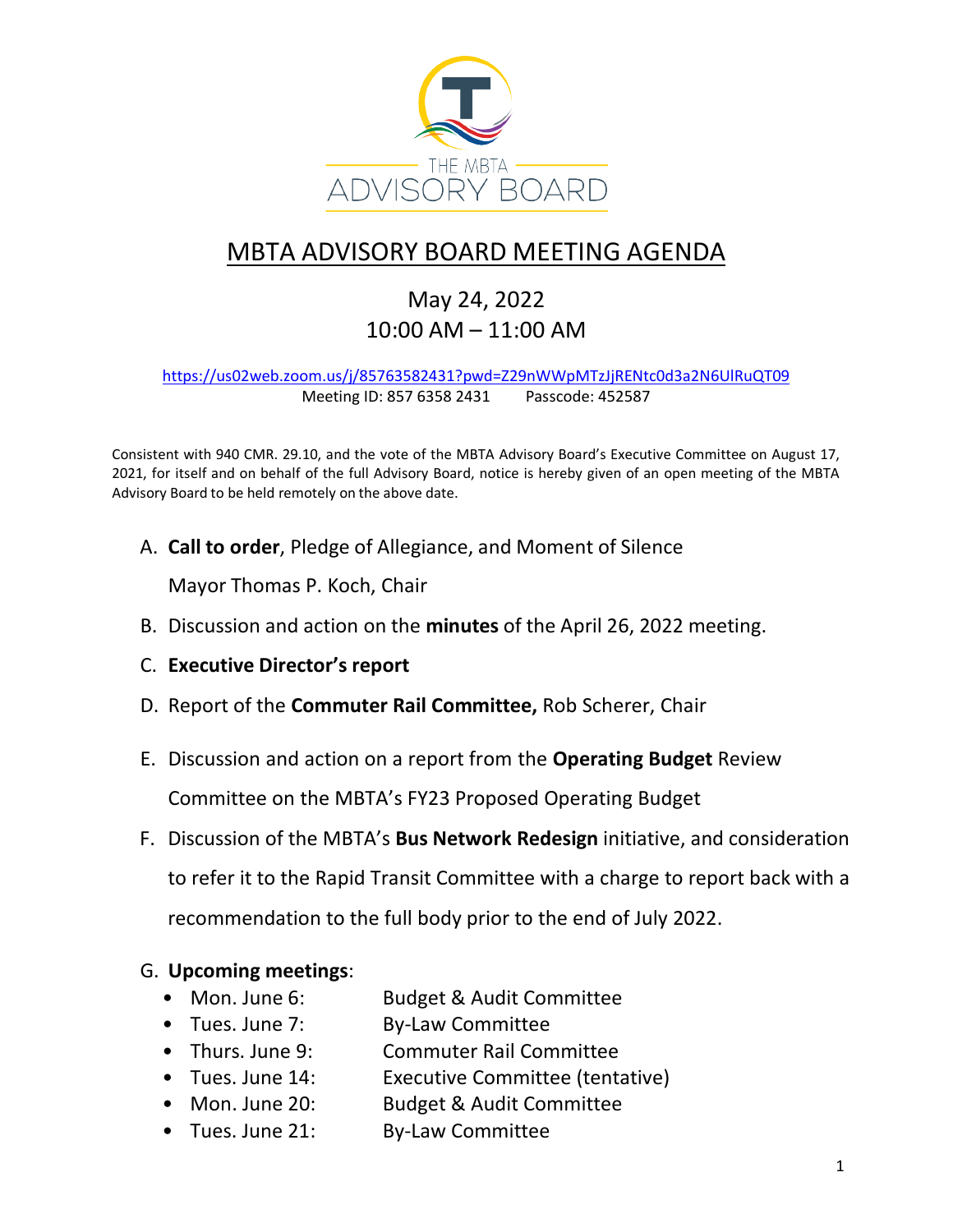# MBTA ADVISORY BOARD MEETING AGENDA

## May 24, 2022
## 10:00 AM – 11:00 AM

https://us02web.zoom.us/j/85763582431?pwd=Z29nWWpMTzJjRENtc0d3a2N6UlRuQT09
Meeting ID: 857 6358 2431 Passcode: 452587

Consistent with 940 CMR. 29.10, and the vote of the MBTA Advisory Board's Executive Committee on August 17, 2021, for itself and on behalf of the full Advisory Board, notice is hereby given of an open meeting of the MBTA Advisory Board to be held remotely on the above date.

A. **Call to order**, Pledge of Allegiance, and Moment of Silence

   Mayor Thomas P. Koch, Chair

B. Discussion and action on the **minutes** of the April 26, 2022 meeting.

C. **Executive Director's report**

D. Report of the **Commuter Rail Committee,** Rob Scherer, Chair

E. Discussion and action on a report from the **Operating Budget** Review Committee on the MBTA's FY23 Proposed Operating Budget

F. Discussion of the MBTA's **Bus Network Redesign** initiative, and consideration to refer it to the Rapid Transit Committee with a charge to report back with a recommendation to the full body prior to the end of July 2022.

G. **Upcoming meetings**:

   - Mon. June 6: Budget & Audit Committee
   - Tues. June 7: By-Law Committee
   - Thurs. June 9: Commuter Rail Committee
   - Tues. June 14: Executive Committee (tentative)
   - Mon. June 20: Budget & Audit Committee
   - Tues. June 21: By-Law Committee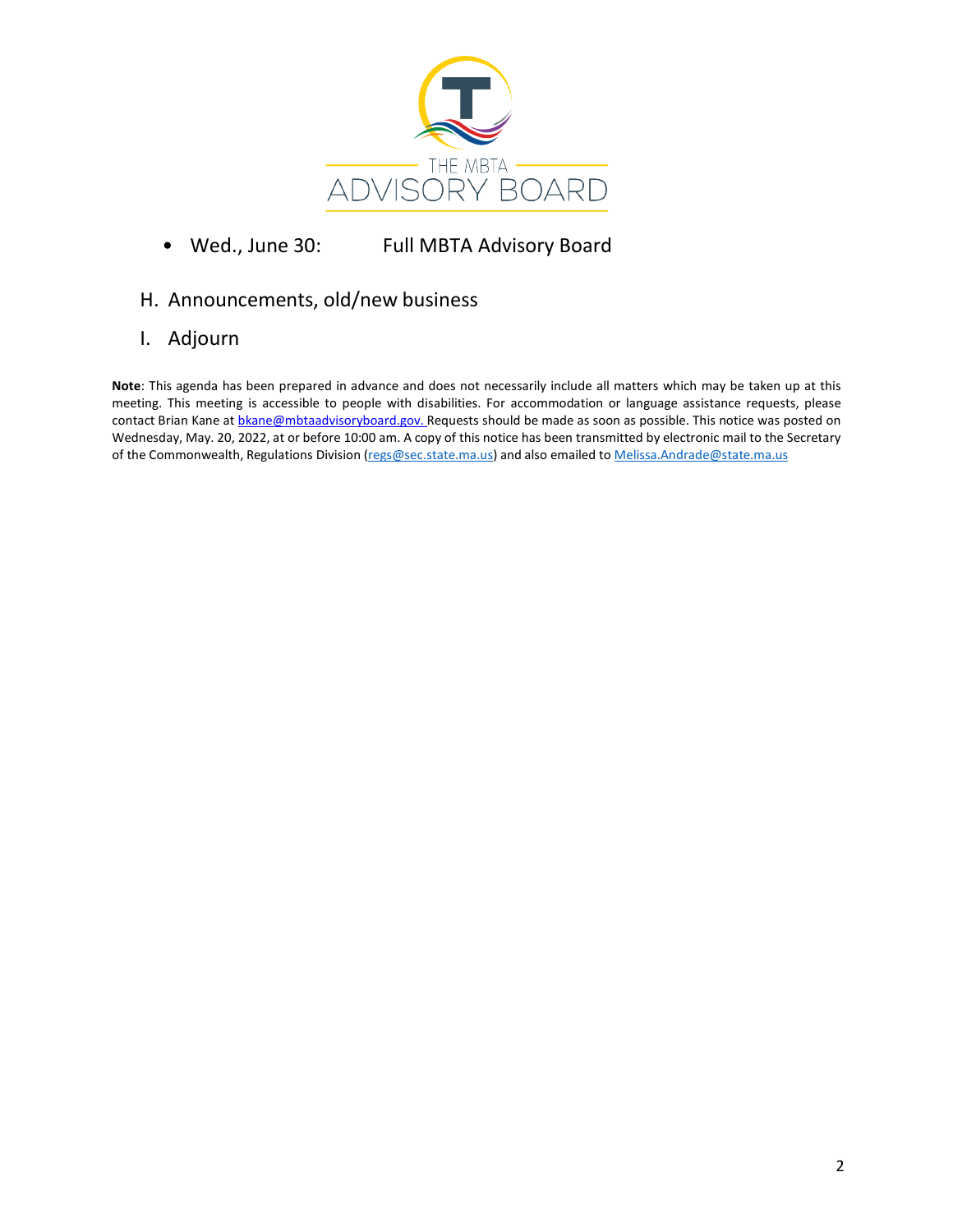- Wed., June 30: Full MBTA Advisory Board

H. Announcements, old/new business

I. Adjourn

**Note**: This agenda has been prepared in advance and does not necessarily include all matters which may be taken up at this meeting. This meeting is accessible to people with disabilities. For accommodation or language assistance requests, please contact Brian Kane at bkane@mbtaadvisoryboard.gov. Requests should be made as soon as possible. This notice was posted on Wednesday, May. 20, 2022, at or before 10:00 am. A copy of this notice has been transmitted by electronic mail to the Secretary of the Commonwealth, Regulations Division (regs@sec.state.ma.us) and also emailed to Melissa.Andrade@state.ma.us